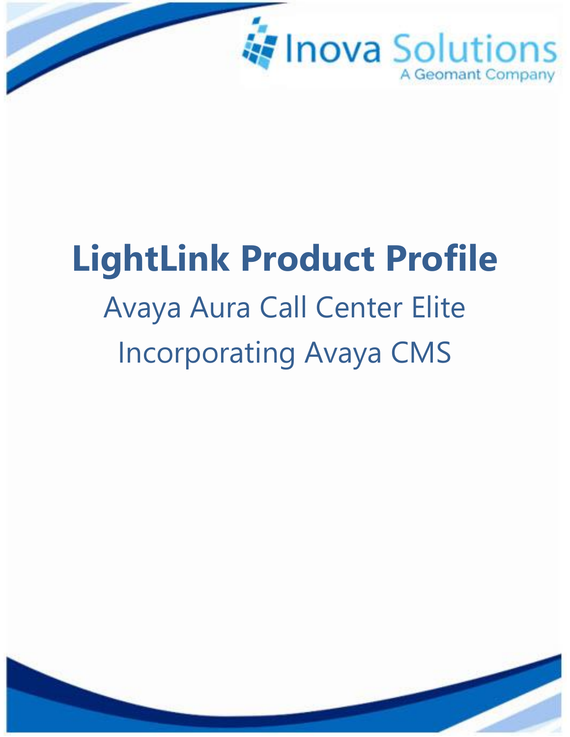Inova Solutions
A Geomant Company

# LightLink Product Profile

Avaya Aura Call Center Elite

Incorporating Avaya CMS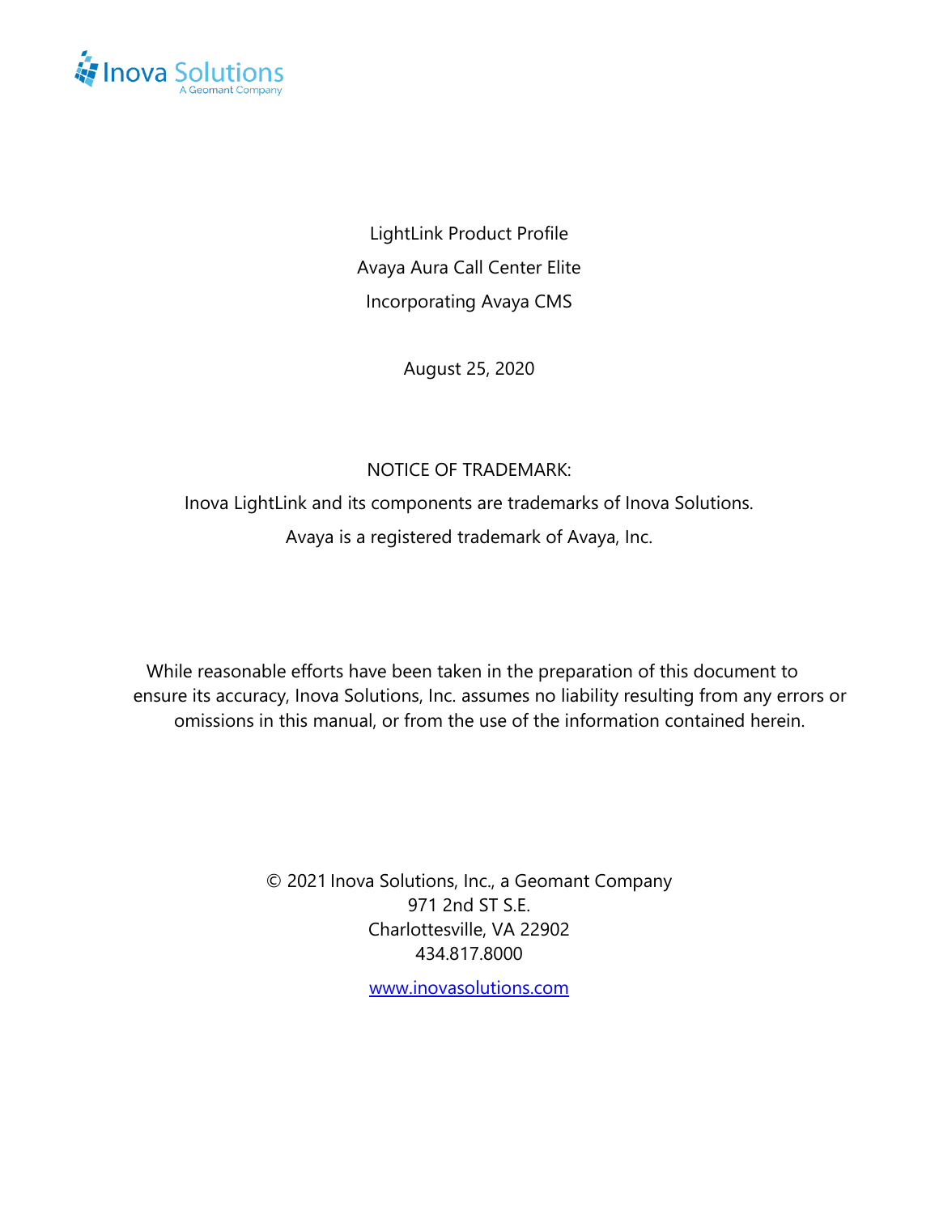LightLink Product Profile

Avaya Aura Call Center Elite

Incorporating Avaya CMS

August 25, 2020

NOTICE OF TRADEMARK:

Inova LightLink and its components are trademarks of Inova Solutions.

Avaya is a registered trademark of Avaya, Inc.

While reasonable efforts have been taken in the preparation of this document to ensure its accuracy, Inova Solutions, Inc. assumes no liability resulting from any errors or omissions in this manual, or from the use of the information contained herein.

© 2021 Inova Solutions, Inc., a Geomant Company
971 2nd ST S.E.
Charlottesville, VA 22902
434.817.8000

www.inovasolutions.com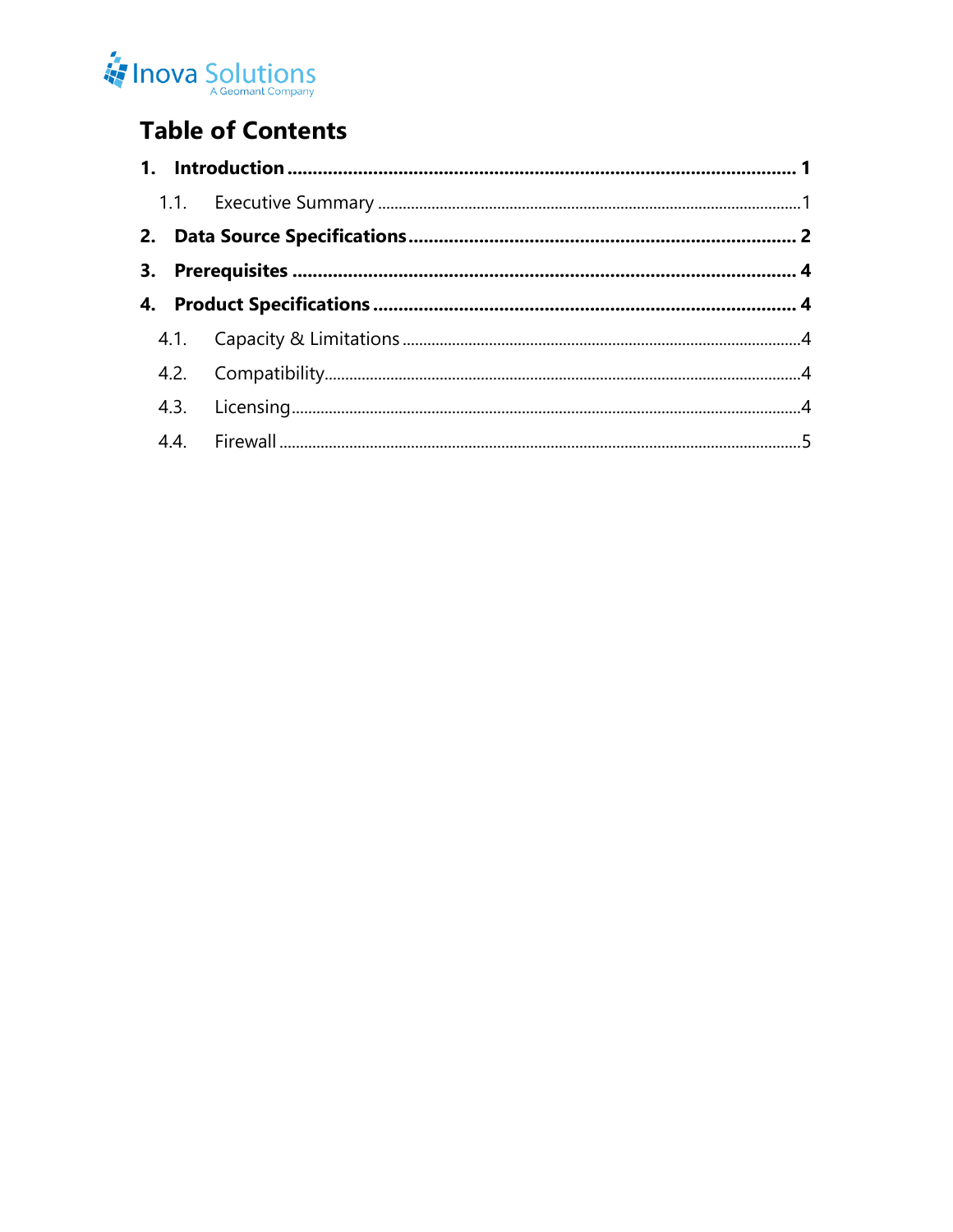# Table of Contents

1. **Introduction** ........................................................ **1**
   - 1.1. Executive Summary ........................................................ 1
2. **Data Source Specifications** ........................................................ **2**
3. **Prerequisites** ........................................................ **4**
4. **Product Specifications** ........................................................ **4**
   - 4.1. Capacity & Limitations ........................................................ 4
   - 4.2. Compatibility ........................................................ 4
   - 4.3. Licensing ........................................................ 4
   - 4.4. Firewall ........................................................ 5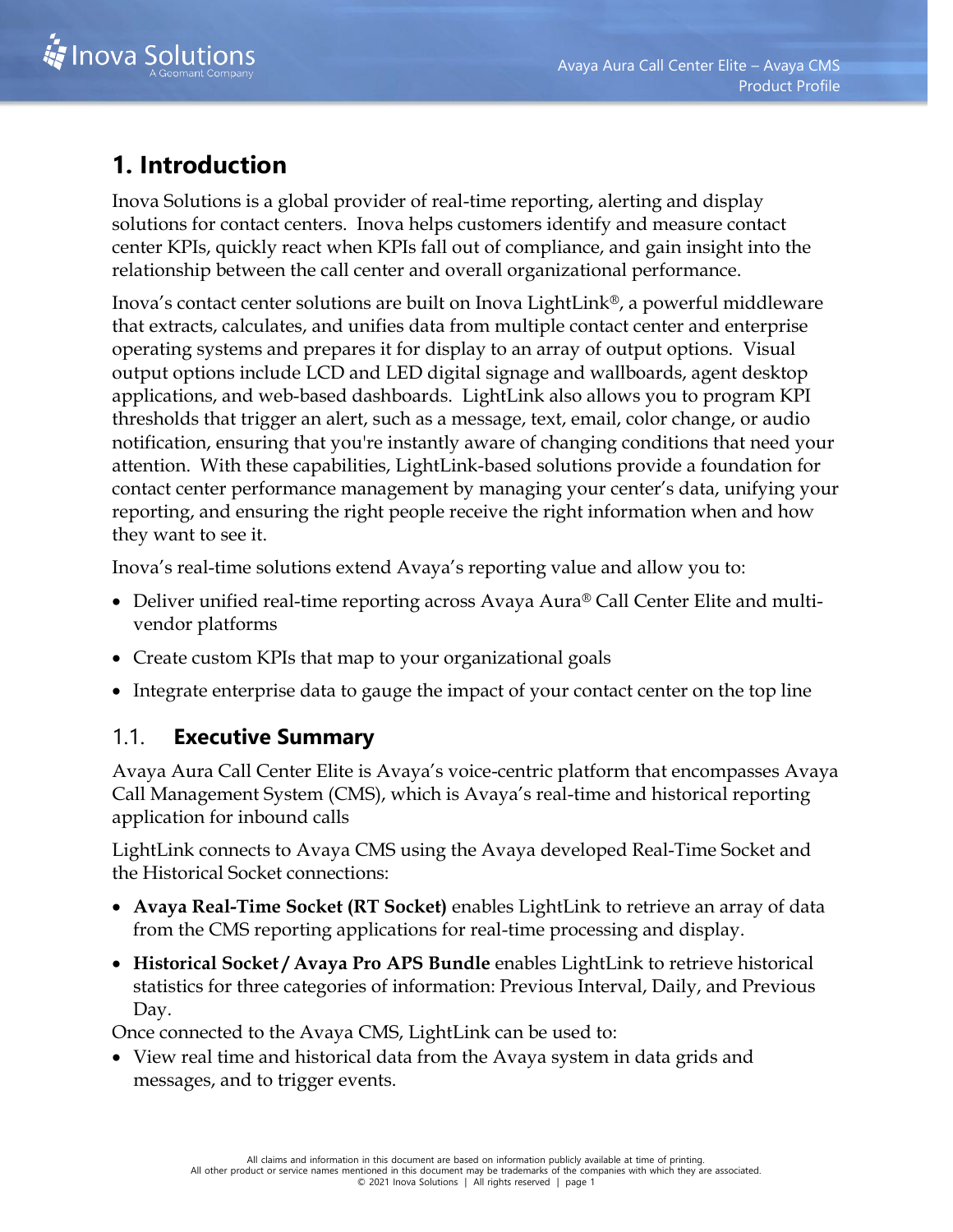# 1. Introduction

Inova Solutions is a global provider of real-time reporting, alerting and display solutions for contact centers. Inova helps customers identify and measure contact center KPIs, quickly react when KPIs fall out of compliance, and gain insight into the relationship between the call center and overall organizational performance.

Inova's contact center solutions are built on Inova LightLink®, a powerful middleware that extracts, calculates, and unifies data from multiple contact center and enterprise operating systems and prepares it for display to an array of output options. Visual output options include LCD and LED digital signage and wallboards, agent desktop applications, and web-based dashboards. LightLink also allows you to program KPI thresholds that trigger an alert, such as a message, text, email, color change, or audio notification, ensuring that you're instantly aware of changing conditions that need your attention. With these capabilities, LightLink-based solutions provide a foundation for contact center performance management by managing your center's data, unifying your reporting, and ensuring the right people receive the right information when and how they want to see it.

Inova's real-time solutions extend Avaya's reporting value and allow you to:

- Deliver unified real-time reporting across Avaya Aura® Call Center Elite and multi-vendor platforms
- Create custom KPIs that map to your organizational goals
- Integrate enterprise data to gauge the impact of your contact center on the top line

## 1.1. Executive Summary

Avaya Aura Call Center Elite is Avaya's voice-centric platform that encompasses Avaya Call Management System (CMS), which is Avaya's real-time and historical reporting application for inbound calls

LightLink connects to Avaya CMS using the Avaya developed Real-Time Socket and the Historical Socket connections:

- **Avaya Real-Time Socket (RT Socket)** enables LightLink to retrieve an array of data from the CMS reporting applications for real-time processing and display.
- **Historical Socket / Avaya Pro APS Bundle** enables LightLink to retrieve historical statistics for three categories of information: Previous Interval, Daily, and Previous Day.

Once connected to the Avaya CMS, LightLink can be used to:

- View real time and historical data from the Avaya system in data grids and messages, and to trigger events.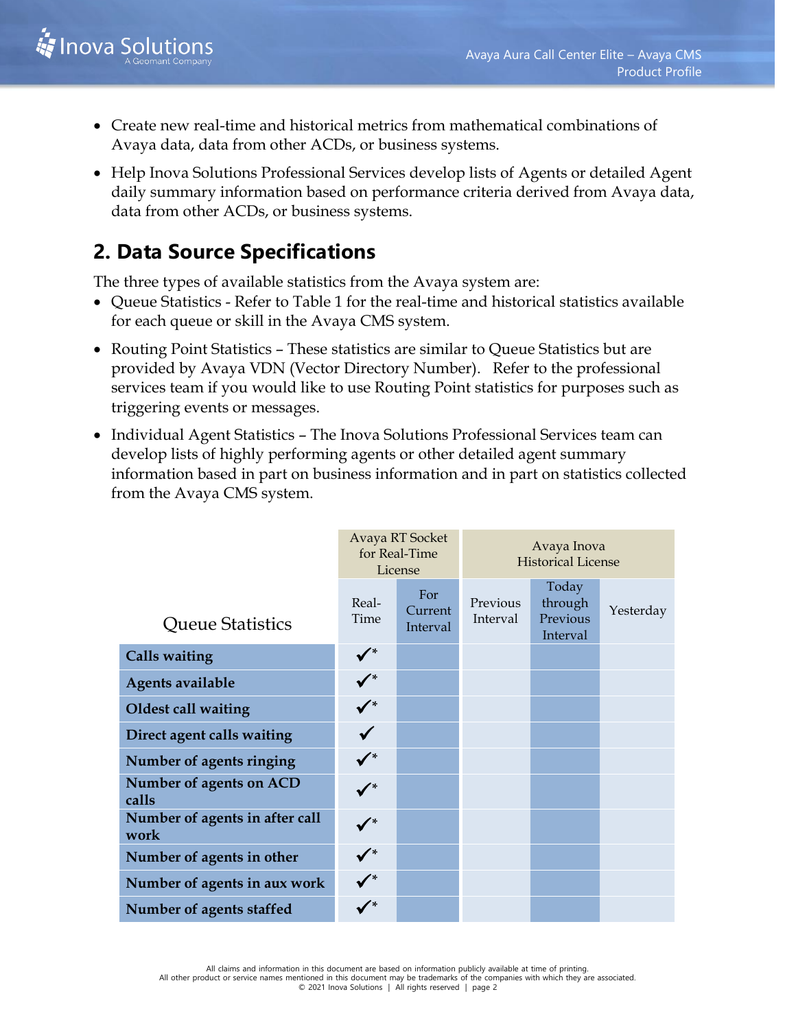- Create new real-time and historical metrics from mathematical combinations of Avaya data, data from other ACDs, or business systems.
- Help Inova Solutions Professional Services develop lists of Agents or detailed Agent daily summary information based on performance criteria derived from Avaya data, data from other ACDs, or business systems.

## 2. Data Source Specifications

The three types of available statistics from the Avaya system are:

- Queue Statistics - Refer to Table 1 for the real-time and historical statistics available for each queue or skill in the Avaya CMS system.
- Routing Point Statistics – These statistics are similar to Queue Statistics but are provided by Avaya VDN (Vector Directory Number). Refer to the professional services team if you would like to use Routing Point statistics for purposes such as triggering events or messages.
- Individual Agent Statistics – The Inova Solutions Professional Services team can develop lists of highly performing agents or other detailed agent summary information based in part on business information and in part on statistics collected from the Avaya CMS system.

| | Avaya RT Socket for Real-Time License | | Avaya Inova Historical License | | |
|---|---|---|---|---|---|
| Queue Statistics | Real-Time | For Current Interval | Previous Interval | Today through Previous Interval | Yesterday |
| Calls waiting | ✓* | | | | |
| Agents available | ✓* | | | | |
| Oldest call waiting | ✓* | | | | |
| Direct agent calls waiting | ✓ | | | | |
| Number of agents ringing | ✓* | | | | |
| Number of agents on ACD calls | ✓* | | | | |
| Number of agents in after call work | ✓* | | | | |
| Number of agents in other | ✓* | | | | |
| Number of agents in aux work | ✓* | | | | |
| Number of agents staffed | ✓* | | | | |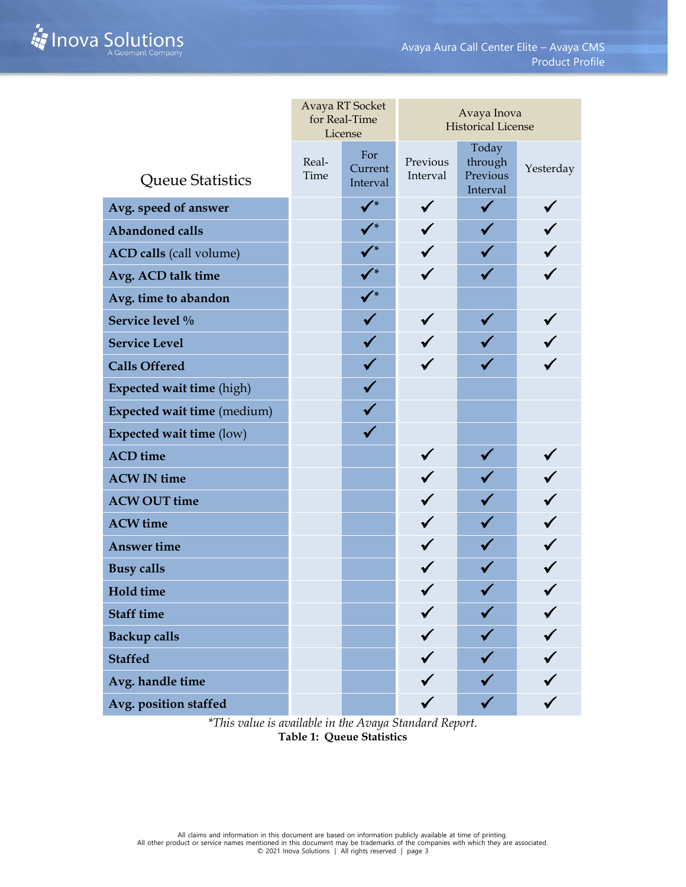| Queue Statistics | Avaya RT Socket for Real-Time License | | Avaya Inova Historical License | | |
|---|---|---|---|---|---|
| | Real-Time | For Current Interval | Previous Interval | Today through Previous Interval | Yesterday |
| **Avg. speed of answer** | | ✓* | ✓ | ✓ | ✓ |
| **Abandoned calls** | | ✓* | ✓ | ✓ | ✓ |
| **ACD calls** (call volume) | | ✓* | ✓ | ✓ | ✓ |
| **Avg. ACD talk time** | | ✓* | ✓ | ✓ | ✓ |
| **Avg. time to abandon** | | ✓* | | | |
| **Service level %** | | ✓ | ✓ | ✓ | ✓ |
| **Service Level** | | ✓ | ✓ | ✓ | ✓ |
| **Calls Offered** | | ✓ | ✓ | ✓ | ✓ |
| **Expected wait time** (high) | | ✓ | | | |
| **Expected wait time** (medium) | | ✓ | | | |
| **Expected wait time** (low) | | ✓ | | | |
| **ACD time** | | | ✓ | ✓ | ✓ |
| **ACW IN time** | | | ✓ | ✓ | ✓ |
| **ACW OUT time** | | | ✓ | ✓ | ✓ |
| **ACW time** | | | ✓ | ✓ | ✓ |
| **Answer time** | | | ✓ | ✓ | ✓ |
| **Busy calls** | | | ✓ | ✓ | ✓ |
| **Hold time** | | | ✓ | ✓ | ✓ |
| **Staff time** | | | ✓ | ✓ | ✓ |
| **Backup calls** | | | ✓ | ✓ | ✓ |
| **Staffed** | | | ✓ | ✓ | ✓ |
| **Avg. handle time** | | | ✓ | ✓ | ✓ |
| **Avg. position staffed** | | | ✓ | ✓ | ✓ |

*\*This value is available in the Avaya Standard Report.*

**Table 1: Queue Statistics**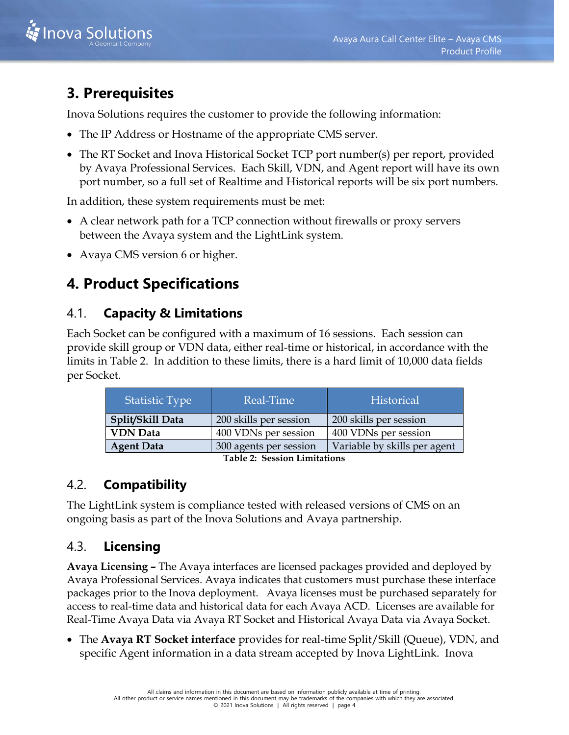## 3. Prerequisites

Inova Solutions requires the customer to provide the following information:

- The IP Address or Hostname of the appropriate CMS server.
- The RT Socket and Inova Historical Socket TCP port number(s) per report, provided by Avaya Professional Services. Each Skill, VDN, and Agent report will have its own port number, so a full set of Realtime and Historical reports will be six port numbers.

In addition, these system requirements must be met:

- A clear network path for a TCP connection without firewalls or proxy servers between the Avaya system and the LightLink system.
- Avaya CMS version 6 or higher.

## 4. Product Specifications

### 4.1. Capacity & Limitations

Each Socket can be configured with a maximum of 16 sessions. Each session can provide skill group or VDN data, either real-time or historical, in accordance with the limits in Table 2. In addition to these limits, there is a hard limit of 10,000 data fields per Socket.

| Statistic Type | Real-Time | Historical |
|---|---|---|
| **Split/Skill Data** | 200 skills per session | 200 skills per session |
| **VDN Data** | 400 VDNs per session | 400 VDNs per session |
| **Agent Data** | 300 agents per session | Variable by skills per agent |

**Table 2: Session Limitations**

### 4.2. Compatibility

The LightLink system is compliance tested with released versions of CMS on an ongoing basis as part of the Inova Solutions and Avaya partnership.

### 4.3. Licensing

**Avaya Licensing –** The Avaya interfaces are licensed packages provided and deployed by Avaya Professional Services. Avaya indicates that customers must purchase these interface packages prior to the Inova deployment. Avaya licenses must be purchased separately for access to real-time data and historical data for each Avaya ACD. Licenses are available for Real-Time Avaya Data via Avaya RT Socket and Historical Avaya Data via Avaya Socket.

- The **Avaya RT Socket interface** provides for real-time Split/Skill (Queue), VDN, and specific Agent information in a data stream accepted by Inova LightLink. Inova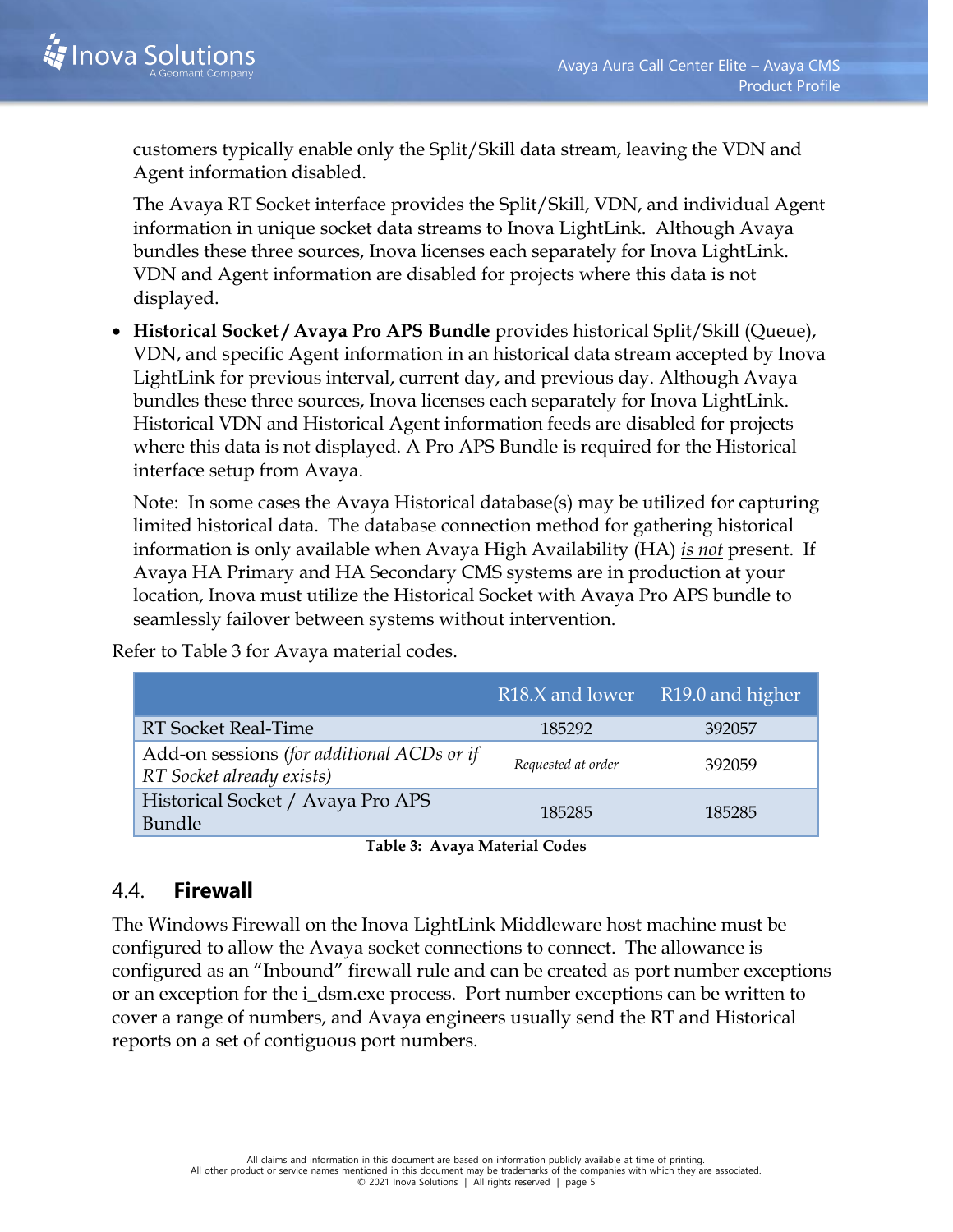customers typically enable only the Split/Skill data stream, leaving the VDN and Agent information disabled.

The Avaya RT Socket interface provides the Split/Skill, VDN, and individual Agent information in unique socket data streams to Inova LightLink. Although Avaya bundles these three sources, Inova licenses each separately for Inova LightLink. VDN and Agent information are disabled for projects where this data is not displayed.

- **Historical Socket / Avaya Pro APS Bundle** provides historical Split/Skill (Queue), VDN, and specific Agent information in an historical data stream accepted by Inova LightLink for previous interval, current day, and previous day. Although Avaya bundles these three sources, Inova licenses each separately for Inova LightLink. Historical VDN and Historical Agent information feeds are disabled for projects where this data is not displayed. A Pro APS Bundle is required for the Historical interface setup from Avaya.

  Note: In some cases the Avaya Historical database(s) may be utilized for capturing limited historical data. The database connection method for gathering historical information is only available when Avaya High Availability (HA) *is not* present. If Avaya HA Primary and HA Secondary CMS systems are in production at your location, Inova must utilize the Historical Socket with Avaya Pro APS bundle to seamlessly failover between systems without intervention.

Refer to Table 3 for Avaya material codes.

| | R18.X and lower | R19.0 and higher |
|---|---|---|
| RT Socket Real-Time | 185292 | 392057 |
| Add-on sessions *(for additional ACDs or if RT Socket already exists)* | *Requested at order* | 392059 |
| Historical Socket / Avaya Pro APS Bundle | 185285 | 185285 |

**Table 3: Avaya Material Codes**

## 4.4. Firewall

The Windows Firewall on the Inova LightLink Middleware host machine must be configured to allow the Avaya socket connections to connect. The allowance is configured as an "Inbound" firewall rule and can be created as port number exceptions or an exception for the i_dsm.exe process. Port number exceptions can be written to cover a range of numbers, and Avaya engineers usually send the RT and Historical reports on a set of contiguous port numbers.